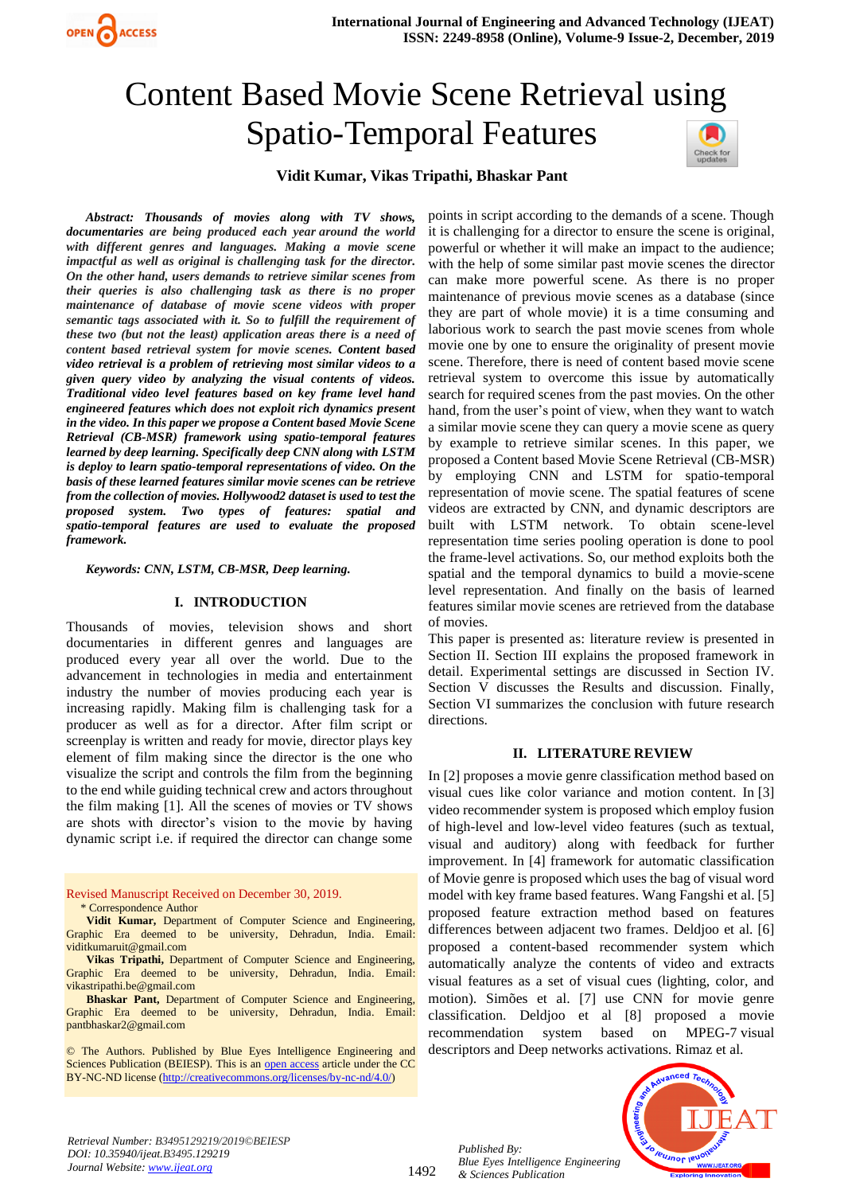# Content Based Movie Scene Retrieval using Spatio-Temporal Features

**Vidit Kumar, Vikas Tripathi, Bhaskar Pant**

***Abstract: Thousands of movies along with TV shows, documentaries are being produced each year around the world with different genres and languages. Making a movie scene impactful as well as original is challenging task for the director. On the other hand, users demands to retrieve similar scenes from their queries is also challenging task as there is no proper maintenance of database of movie scene videos with proper semantic tags associated with it. So to fulfill the requirement of these two (but not the least) application areas there is a need of content based retrieval system for movie scenes. Content based video retrieval is a problem of retrieving most similar videos to a given query video by analyzing the visual contents of videos. Traditional video level features based on key frame level hand engineered features which does not exploit rich dynamics present in the video. In this paper we propose a Content based Movie Scene Retrieval (CB-MSR) framework using spatio-temporal features learned by deep learning. Specifically deep CNN along with LSTM is deploy to learn spatio-temporal representations of video. On the basis of these learned features similar movie scenes can be retrieve from the collection of movies. Hollywood2 dataset is used to test the proposed system. Two types of features: spatial and spatio-temporal features are used to evaluate the proposed framework.***

***Keywords: CNN, LSTM, CB-MSR, Deep learning.***

## I. INTRODUCTION

Thousands of movies, television shows and short documentaries in different genres and languages are produced every year all over the world. Due to the advancement in technologies in media and entertainment industry the number of movies producing each year is increasing rapidly. Making film is challenging task for a producer as well as for a director. After film script or screenplay is written and ready for movie, director plays key element of film making since the director is the one who visualize the script and controls the film from the beginning to the end while guiding technical crew and actors throughout the film making [1]. All the scenes of movies or TV shows are shots with director's vision to the movie by having dynamic script i.e. if required the director can change some points in script according to the demands of a scene. Though it is challenging for a director to ensure the scene is original, powerful or whether it will make an impact to the audience; with the help of some similar past movie scenes the director can make more powerful scene. As there is no proper maintenance of previous movie scenes as a database (since they are part of whole movie) it is a time consuming and laborious work to search the past movie scenes from whole movie one by one to ensure the originality of present movie scene. Therefore, there is need of content based movie scene retrieval system to overcome this issue by automatically search for required scenes from the past movies. On the other hand, from the user's point of view, when they want to watch a similar movie scene they can query a movie scene as query by example to retrieve similar scenes. In this paper, we proposed a Content based Movie Scene Retrieval (CB-MSR) by employing CNN and LSTM for spatio-temporal representation of movie scene. The spatial features of scene videos are extracted by CNN, and dynamic descriptors are built with LSTM network. To obtain scene-level representation time series pooling operation is done to pool the frame-level activations. So, our method exploits both the spatial and the temporal dynamics to build a movie-scene level representation. And finally on the basis of learned features similar movie scenes are retrieved from the database of movies.

This paper is presented as: literature review is presented in Section II. Section III explains the proposed framework in detail. Experimental settings are discussed in Section IV. Section V discusses the Results and discussion. Finally, Section VI summarizes the conclusion with future research directions.

Revised Manuscript Received on December 30, 2019.

\* Correspondence Author

**Vidit Kumar**, Department of Computer Science and Engineering, Graphic Era deemed to be university, Dehradun, India. Email: viditkumaruit@gmail.com

**Vikas Tripathi,** Department of Computer Science and Engineering, Graphic Era deemed to be university, Dehradun, India. Email: vikastripathi.be@gmail.com

**Bhaskar Pant**, Department of Computer Science and Engineering, Graphic Era deemed to be university, Dehradun, India. Email: pantbhaskar2@gmail.com

© The Authors. Published by Blue Eyes Intelligence Engineering and Sciences Publication (BEIESP). This is an open access article under the CC BY-NC-ND license (http://creativecommons.org/licenses/by-nc-nd/4.0/)

## II. LITERATURE REVIEW

In [2] proposes a movie genre classification method based on visual cues like color variance and motion content. In [3] video recommender system is proposed which employ fusion of high-level and low-level video features (such as textual, visual and auditory) along with feedback for further improvement. In [4] framework for automatic classification of Movie genre is proposed which uses the bag of visual word model with key frame based features. Wang Fangshi et al. [5] proposed feature extraction method based on features differences between adjacent two frames. Deldjoo et al. [6] proposed a content-based recommender system which automatically analyze the contents of video and extracts visual features as a set of visual cues (lighting, color, and motion). Simões et al. [7] use CNN for movie genre classification. Deldjoo et al [8] proposed a movie recommendation system based on MPEG-7 visual descriptors and Deep networks activations. Rimaz et al.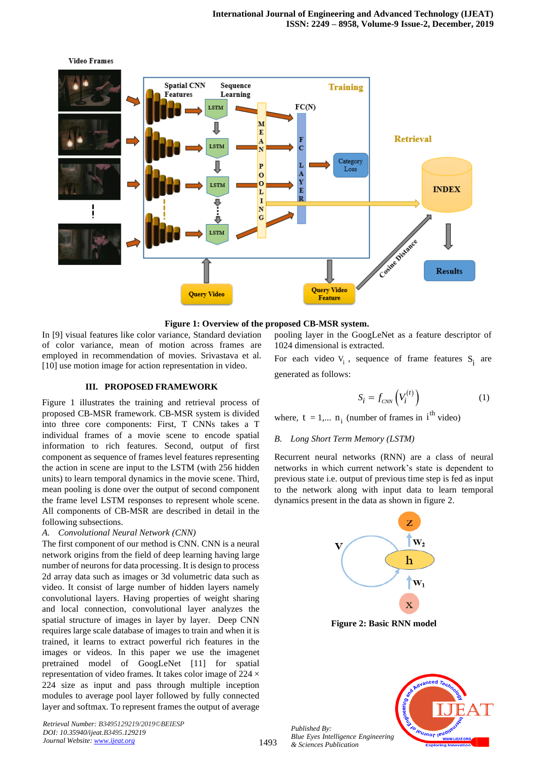**Figure 1: Overview of the proposed CB-MSR system.**

In [9] visual features like color variance, Standard deviation of color variance, mean of motion across frames are employed in recommendation of movies. Srivastava et al. [10] use motion image for action representation in video.

## III. PROPOSED FRAMEWORK

Figure 1 illustrates the training and retrieval process of proposed CB-MSR framework. CB-MSR system is divided into three core components: First, T CNNs takes a T individual frames of a movie scene to encode spatial information to rich features. Second, output of first component as sequence of frames level features representing the action in scene are input to the LSTM (with 256 hidden units) to learn temporal dynamics in the movie scene. Third, mean pooling is done over the output of second component the frame level LSTM responses to represent whole scene. All components of CB-MSR are described in detail in the following subsections.

### *A. Convolutional Neural Network (CNN)*

The first component of our method is CNN. CNN is a neural network origins from the field of deep learning having large number of neurons for data processing. It is design to process 2d array data such as images or 3d volumetric data such as video. It consist of large number of hidden layers namely convolutional layers. Having properties of weight sharing and local connection, convolutional layer analyzes the spatial structure of images in layer by layer. Deep CNN requires large scale database of images to train and when it is trained, it learns to extract powerful rich features in the images or videos. In this paper we use the imagenet pretrained model of GoogLeNet [11] for spatial representation of video frames. It takes color image of 224 × 224 size as input and pass through multiple inception modules to average pool layer followed by fully connected layer and softmax. To represent frames the output of average pooling layer in the GoogLeNet as a feature descriptor of 1024 dimensional is extracted.

For each video $V_i$, sequence of frame features $S_i$ are generated as follows:

$$S_i = f_{CNN}\left(V_i^{(t)}\right) \tag{1}$$

where, $t = 1,... n_i$ (number of frames in $i^{th}$ video)

### *B. Long Short Term Memory (LSTM)*

Recurrent neural networks (RNN) are a class of neural networks in which current network's state is dependent to previous state i.e. output of previous time step is fed as input to the network along with input data to learn temporal dynamics present in the data as shown in figure 2.

**Figure 2: Basic RNN model**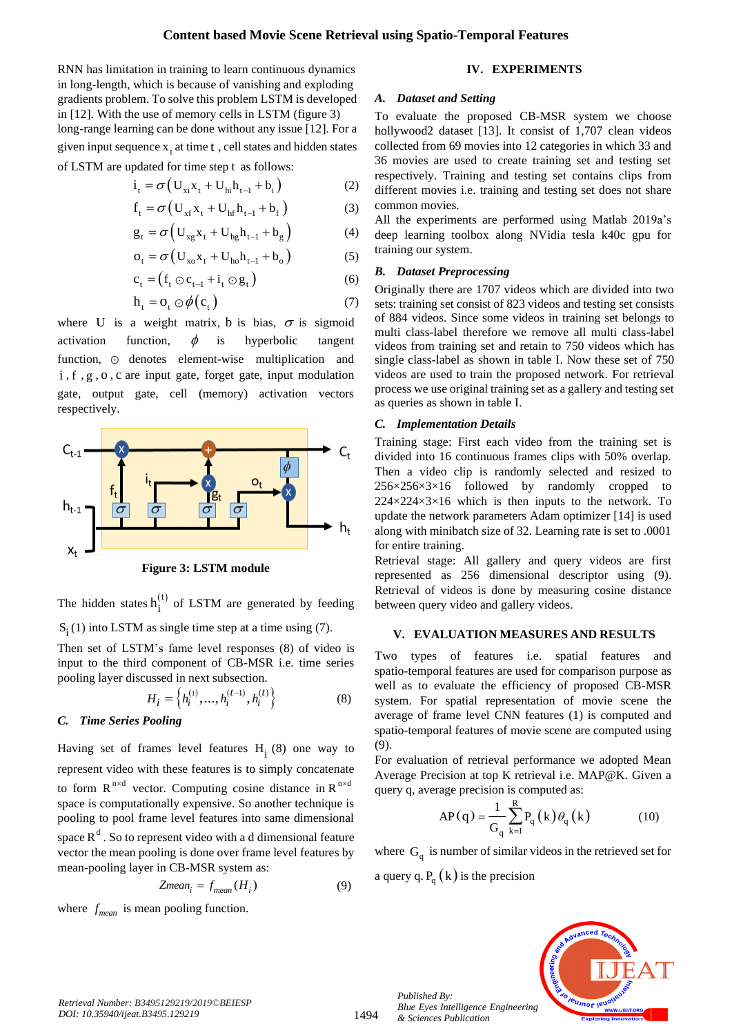RNN has limitation in training to learn continuous dynamics in long-length, which is because of vanishing and exploding gradients problem. To solve this problem LSTM is developed in [12]. With the use of memory cells in LSTM (figure 3) long-range learning can be done without any issue [12]. For a given input sequence $x_t$ at time $t$, cell states and hidden states of LSTM are updated for time step $t$ as follows:

$$i_t = \sigma(U_{xi}x_t + U_{hi}h_{t-1} + b_i) \quad (2)$$

$$f_t = \sigma(U_{xf}x_t + U_{hf}h_{t-1} + b_f) \quad (3)$$

$$g_t = \sigma(U_{xg}x_t + U_{hg}h_{t-1} + b_g) \quad (4)$$

$$o_t = \sigma(U_{xo}x_t + U_{ho}h_{t-1} + b_o) \quad (5)$$

$$c_t = (f_t \odot c_{t-1} + i_t \odot g_t) \quad (6)$$

$$h_t = o_t \odot \phi(c_t) \quad (7)$$

where $U$ is a weight matrix, $b$ is bias, $\sigma$ is sigmoid activation function, $\phi$ is hyperbolic tangent function, $\odot$ denotes element-wise multiplication and $i$, $f$, $g$, $o$, $c$ are input gate, forget gate, input modulation gate, output gate, cell (memory) activation vectors respectively.

**Figure 3: LSTM module**

The hidden states $h_i^{(t)}$ of LSTM are generated by feeding $S_i$ (1) into LSTM as single time step at a time using (7).

Then set of LSTM's fame level responses (8) of video is input to the third component of CB-MSR i.e. time series pooling layer discussed in next subsection.

$$H_i = \left\{h_i^{(1)}, \ldots, h_i^{(t-1)}, h_i^{(t)}\right\} \quad (8)$$

### C. *Time Series Pooling*

Having set of frames level features $H_i$ (8) one way to represent video with these features is to simply concatenate to form $R^{n \times d}$ vector. Computing cosine distance in $R^{n \times d}$ space is computationally expensive. So another technique is pooling to pool frame level features into same dimensional space $R^d$. So to represent video with a d dimensional feature vector the mean pooling is done over frame level features by mean-pooling layer in CB-MSR system as:

$$Zmean_i = f_{mean}(H_i) \quad (9)$$

where $f_{mean}$ is mean pooling function.

## IV. EXPERIMENTS

### A. *Dataset and Setting*

To evaluate the proposed CB-MSR system we choose hollywood2 dataset [13]. It consist of 1,707 clean videos collected from 69 movies into 12 categories in which 33 and 36 movies are used to create training set and testing set respectively. Training and testing set contains clips from different movies i.e. training and testing set does not share common movies.

All the experiments are performed using Matlab 2019a's deep learning toolbox along NVidia tesla k40c gpu for training our system.

### B. *Dataset Preprocessing*

Originally there are 1707 videos which are divided into two sets: training set consist of 823 videos and testing set consists of 884 videos. Since some videos in training set belongs to multi class-label therefore we remove all multi class-label videos from training set and retain to 750 videos which has single class-label as shown in table I. Now these set of 750 videos are used to train the proposed network. For retrieval process we use original training set as a gallery and testing set as queries as shown in table I.

### C. *Implementation Details*

Training stage: First each video from the training set is divided into 16 continuous frames clips with 50% overlap. Then a video clip is randomly selected and resized to 256×256×3×16 followed by randomly cropped to 224×224×3×16 which is then inputs to the network. To update the network parameters Adam optimizer [14] is used along with minibatch size of 32. Learning rate is set to .0001 for entire training.

Retrieval stage: All gallery and query videos are first represented as 256 dimensional descriptor using (9). Retrieval of videos is done by measuring cosine distance between query video and gallery videos.

## V. EVALUATION MEASURES AND RESULTS

Two types of features i.e. spatial features and spatio-temporal features are used for comparison purpose as well as to evaluate the efficiency of proposed CB-MSR system. For spatial representation of movie scene the average of frame level CNN features (1) is computed and spatio-temporal features of movie scene are computed using (9).

For evaluation of retrieval performance we adopted Mean Average Precision at top K retrieval i.e. MAP@K. Given a query q, average precision is computed as:

$$AP(q) = \frac{1}{G_q}\sum_{k=1}^{R} P_q(k)\theta_q(k) \quad (10)$$

where $G_q$ is number of similar videos in the retrieved set for a query q. $P_q(k)$ is the precision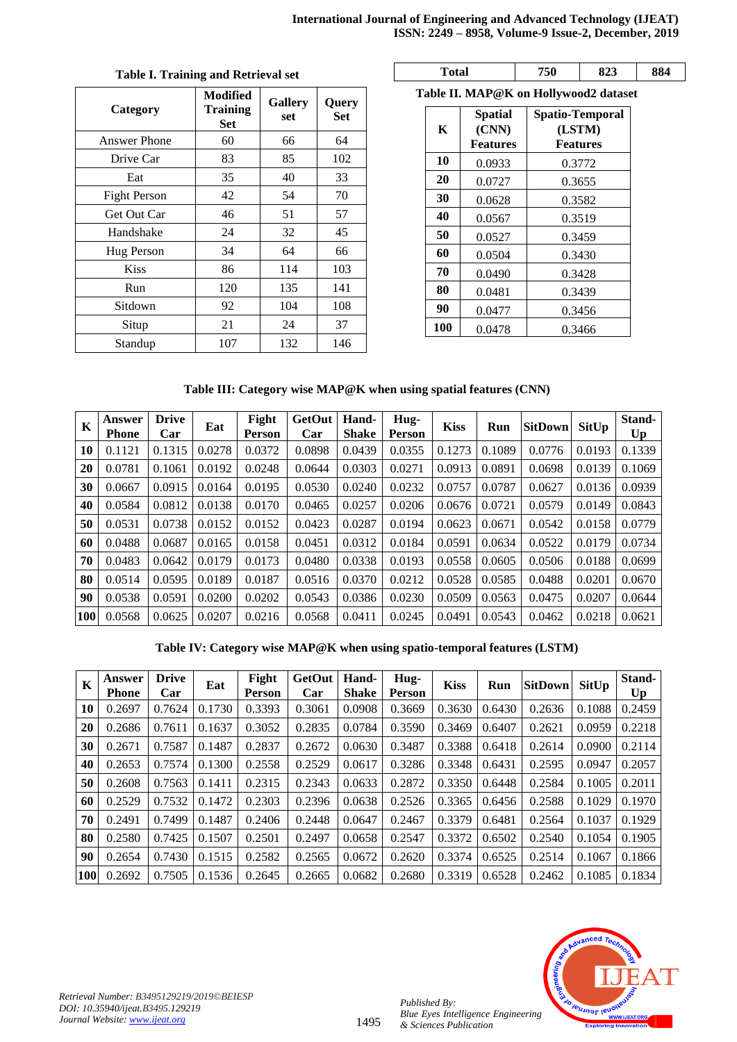**Table I. Training and Retrieval set**

| Category | Modified Training Set | Gallery set | Query Set |
|---|---|---|---|
| Answer Phone | 60 | 66 | 64 |
| Drive Car | 83 | 85 | 102 |
| Eat | 35 | 40 | 33 |
| Fight Person | 42 | 54 | 70 |
| Get Out Car | 46 | 51 | 57 |
| Handshake | 24 | 32 | 45 |
| Hug Person | 34 | 64 | 66 |
| Kiss | 86 | 114 | 103 |
| Run | 120 | 135 | 141 |
| Sitdown | 92 | 104 | 108 |
| Situp | 21 | 24 | 37 |
| Standup | 107 | 132 | 146 |
| Total | 750 | 823 | 884 |

**Table II. MAP@K on Hollywood2 dataset**

| K | Spatial (CNN) Features | Spatio-Temporal (LSTM) Features |
|---|---|---|
| 10 | 0.0933 | 0.3772 |
| 20 | 0.0727 | 0.3655 |
| 30 | 0.0628 | 0.3582 |
| 40 | 0.0567 | 0.3519 |
| 50 | 0.0527 | 0.3459 |
| 60 | 0.0504 | 0.3430 |
| 70 | 0.0490 | 0.3428 |
| 80 | 0.0481 | 0.3439 |
| 90 | 0.0477 | 0.3456 |
| 100 | 0.0478 | 0.3466 |

**Table III: Category wise MAP@K when using spatial features (CNN)**

| K | Answer Phone | Drive Car | Eat | Fight Person | GetOut Car | Hand-Shake | Hug-Person | Kiss | Run | SitDown | SitUp | Stand-Up |
|---|---|---|---|---|---|---|---|---|---|---|---|---|
| 10 | 0.1121 | 0.1315 | 0.0278 | 0.0372 | 0.0898 | 0.0439 | 0.0355 | 0.1273 | 0.1089 | 0.0776 | 0.0193 | 0.1339 |
| 20 | 0.0781 | 0.1061 | 0.0192 | 0.0248 | 0.0644 | 0.0303 | 0.0271 | 0.0913 | 0.0891 | 0.0698 | 0.0139 | 0.1069 |
| 30 | 0.0667 | 0.0915 | 0.0164 | 0.0195 | 0.0530 | 0.0240 | 0.0232 | 0.0757 | 0.0787 | 0.0627 | 0.0136 | 0.0939 |
| 40 | 0.0584 | 0.0812 | 0.0138 | 0.0170 | 0.0465 | 0.0257 | 0.0206 | 0.0676 | 0.0721 | 0.0579 | 0.0149 | 0.0843 |
| 50 | 0.0531 | 0.0738 | 0.0152 | 0.0152 | 0.0423 | 0.0287 | 0.0194 | 0.0623 | 0.0671 | 0.0542 | 0.0158 | 0.0779 |
| 60 | 0.0488 | 0.0687 | 0.0165 | 0.0158 | 0.0451 | 0.0312 | 0.0184 | 0.0591 | 0.0634 | 0.0522 | 0.0179 | 0.0734 |
| 70 | 0.0483 | 0.0642 | 0.0179 | 0.0173 | 0.0480 | 0.0338 | 0.0193 | 0.0558 | 0.0605 | 0.0506 | 0.0188 | 0.0699 |
| 80 | 0.0514 | 0.0595 | 0.0189 | 0.0187 | 0.0516 | 0.0370 | 0.0212 | 0.0528 | 0.0585 | 0.0488 | 0.0201 | 0.0670 |
| 90 | 0.0538 | 0.0591 | 0.0200 | 0.0202 | 0.0543 | 0.0386 | 0.0230 | 0.0509 | 0.0563 | 0.0475 | 0.0207 | 0.0644 |
| 100 | 0.0568 | 0.0625 | 0.0207 | 0.0216 | 0.0568 | 0.0411 | 0.0245 | 0.0491 | 0.0543 | 0.0462 | 0.0218 | 0.0621 |

**Table IV: Category wise MAP@K when using spatio-temporal features (LSTM)**

| K | Answer Phone | Drive Car | Eat | Fight Person | GetOut Car | Hand-Shake | Hug-Person | Kiss | Run | SitDown | SitUp | Stand-Up |
|---|---|---|---|---|---|---|---|---|---|---|---|---|
| 10 | 0.2697 | 0.7624 | 0.1730 | 0.3393 | 0.3061 | 0.0908 | 0.3669 | 0.3630 | 0.6430 | 0.2636 | 0.1088 | 0.2459 |
| 20 | 0.2686 | 0.7611 | 0.1637 | 0.3052 | 0.2835 | 0.0784 | 0.3590 | 0.3469 | 0.6407 | 0.2621 | 0.0959 | 0.2218 |
| 30 | 0.2671 | 0.7587 | 0.1487 | 0.2837 | 0.2672 | 0.0630 | 0.3487 | 0.3388 | 0.6418 | 0.2614 | 0.0900 | 0.2114 |
| 40 | 0.2653 | 0.7574 | 0.1300 | 0.2558 | 0.2529 | 0.0617 | 0.3286 | 0.3348 | 0.6431 | 0.2595 | 0.0947 | 0.2057 |
| 50 | 0.2608 | 0.7563 | 0.1411 | 0.2315 | 0.2343 | 0.0633 | 0.2872 | 0.3350 | 0.6448 | 0.2584 | 0.1005 | 0.2011 |
| 60 | 0.2529 | 0.7532 | 0.1472 | 0.2303 | 0.2396 | 0.0638 | 0.2526 | 0.3365 | 0.6456 | 0.2588 | 0.1029 | 0.1970 |
| 70 | 0.2491 | 0.7499 | 0.1487 | 0.2406 | 0.2448 | 0.0647 | 0.2467 | 0.3379 | 0.6481 | 0.2564 | 0.1037 | 0.1929 |
| 80 | 0.2580 | 0.7425 | 0.1507 | 0.2501 | 0.2497 | 0.0658 | 0.2547 | 0.3372 | 0.6502 | 0.2540 | 0.1054 | 0.1905 |
| 90 | 0.2654 | 0.7430 | 0.1515 | 0.2582 | 0.2565 | 0.0672 | 0.2620 | 0.3374 | 0.6525 | 0.2514 | 0.1067 | 0.1866 |
| 100 | 0.2692 | 0.7505 | 0.1536 | 0.2645 | 0.2665 | 0.0682 | 0.2680 | 0.3319 | 0.6528 | 0.2462 | 0.1085 | 0.1834 |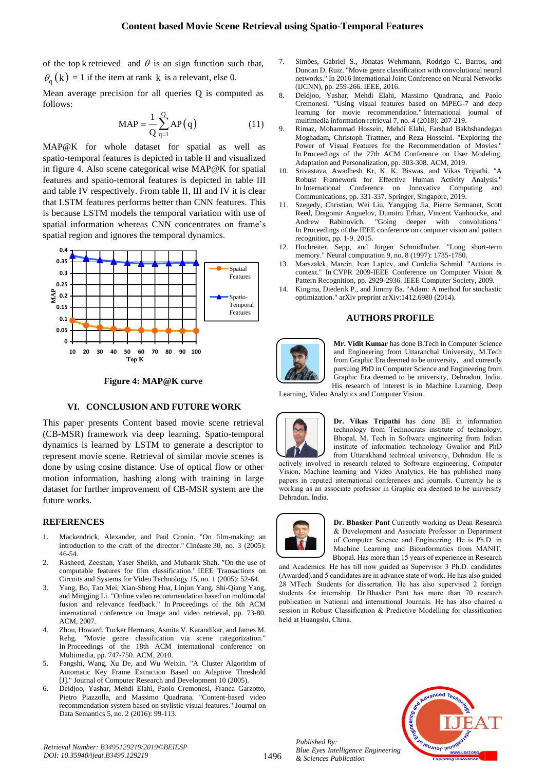of the top k retrieved and $\theta$ is an sign function such that, $\theta_q(k) = 1$ if the item at rank k is a relevant, else 0.

Mean average precision for all queries Q is computed as follows:

$$\mathrm{MAP} = \frac{1}{Q}\sum_{q=1}^{Q} \mathrm{AP}(q) \qquad (11)$$

MAP@K for whole dataset for spatial as well as spatio-temporal features is depicted in table II and visualized in figure 4. Also scene categorical wise MAP@K for spatial features and spatio-temoral features is depicted in table III and table IV respectively. From table II, III and IV it is clear that LSTM features performs better than CNN features. This is because LSTM models the temporal variation with use of spatial information whereas CNN concentrates on frame's spatial region and ignores the temporal dynamics.

MAP

0.4
0.35
0.3
0.25
0.2
0.15
0.1
0.05
0

10 20 30 40 50 60 70 80 90 100

Top K

Spatial Features

Spatio-Temporal Features

**Figure 4: MAP@K curve**

## VI. CONCLUSION AND FUTURE WORK

This paper presents Content based movie scene retrieval (CB-MSR) framework via deep learning. Spatio-temporal dynamics is learned by LSTM to generate a descriptor to represent movie scene. Retrieval of similar movie scenes is done by using cosine distance. Use of optical flow or other motion information, hashing along with training in large dataset for further improvement of CB-MSR system are the future works.

## REFERENCES

1. Mackendrick, Alexander, and Paul Cronin. "On film-making: an introduction to the craft of the director." Cinéaste 30, no. 3 (2005): 46-54.
2. Rasheed, Zeeshan, Yaser Sheikh, and Mubarak Shah. "On the use of computable features for film classification." IEEE Transactions on Circuits and Systems for Video Technology 15, no. 1 (2005): 52-64.
3. Yang, Bo, Tao Mei, Xian-Sheng Hua, Linjun Yang, Shi-Qiang Yang, and Mingjing Li. "Online video recommendation based on multimodal fusion and relevance feedback." In Proceedings of the 6th ACM international conference on Image and video retrieval, pp. 73-80. ACM, 2007.
4. Zhou, Howard, Tucker Hermans, Asmita V. Karandikar, and James M. Rehg. "Movie genre classification via scene categorization." In Proceedings of the 18th ACM international conference on Multimedia, pp. 747-750. ACM, 2010.
5. Fangshi, Wang, Xu De, and Wu Weixin. "A Cluster Algorithm of Automatic Key Frame Extraction Based on Adaptive Threshold [J]." Journal of Computer Research and Development 10 (2005).
6. Deldjoo, Yashar, Mehdi Elahi, Paolo Cremonesi, Franca Garzotto, Pietro Piazzolla, and Massimo Quadrana. "Content-based video recommendation system based on stylistic visual features." Journal on Data Semantics 5, no. 2 (2016): 99-113.
7. Simões, Gabriel S., Jônatas Wehrmann, Rodrigo C. Barros, and Duncan D. Ruiz. "Movie genre classification with convolutional neural networks." In 2016 International Joint Conference on Neural Networks (IJCNN), pp. 259-266. IEEE, 2016.
8. Deldjoo, Yashar, Mehdi Elahi, Massimo Quadrana, and Paolo Cremonesi. "Using visual features based on MPEG-7 and deep learning for movie recommendation." International journal of multimedia information retrieval 7, no. 4 (2018): 207-219.
9. Rimaz, Mohammad Hossein, Mehdi Elahi, Farshad Bakhshandegan Moghaddam, Christoph Trattner, and Reza Hosseini. "Exploring the Power of Visual Features for the Recommendation of Movies." In Proceedings of the 27th ACM Conference on User Modeling, Adaptation and Personalization, pp. 303-308. ACM, 2019.
10. Srivastava, Awadhesh Kr, K. K. Biswas, and Vikas Tripathi. "A Robust Framework for Effective Human Activity Analysis." In International Conference on Innovative Computing and Communications, pp. 331-337. Springer, Singapore, 2019.
11. Szegedy, Christian, Wei Liu, Yangqing Jia, Pierre Sermanet, Scott Reed, Dragomir Anguelov, Dumitru Erhan, Vincent Vanhoucke, and Andrew Rabinovich. "Going deeper with convolutions." In Proceedings of the IEEE conference on computer vision and pattern recognition, pp. 1-9. 2015.
12. Hochreiter, Sepp, and Jürgen Schmidhuber. "Long short-term memory." Neural computation 9, no. 8 (1997): 1735-1780.
13. Marszałek, Marcin, Ivan Laptev, and Cordelia Schmid. "Actions in context." In CVPR 2009-IEEE Conference on Computer Vision & Pattern Recognition, pp. 2929-2936. IEEE Computer Society, 2009.
14. Kingma, Diederik P., and Jimmy Ba. "Adam: A method for stochastic optimization." arXiv preprint arXiv:1412.6980 (2014).

## AUTHORS PROFILE

**Mr. Vidit Kumar** has done B.Tech in Computer Science and Engineering from Uttaranchal University, M.Tech from Graphic Era deemed to be university, and currently pursuing PhD in Computer Science and Engineering from Graphic Era deemed to be university, Dehradun, India. His research of interest is in Machine Learning, Deep Learning, Video Analytics and Computer Vision.

**Dr. Vikas Tripathi** has done BE in information technology from Technocrats institute of technology, Bhopal, M. Tech in Software engineering from Indian institute of information technology Gwalior and PhD from Uttarakhand technical university, Dehradun. He is actively involved in research related to Software engineering, Computer Vision, Machine learning and Video Analytics. He has published many papers in reputed international conferences and journals. Currently he is working as an associate professor in Graphic era deemed to be university Dehradun, India.

**Dr. Bhasker Pant** Currently working as Dean Research & Development and Associate Professor in Department of Computer Science and Engineering. He is Ph.D. in Machine Learning and Bioinformatics from MANIT, Bhopal. Has more than 15 years of experience in Research and Academics. He has till now guided as Supervisor 3 Ph.D. candidates (Awarded).and 5 candidates are in advance state of work. He has also guided 28 MTech. Students for dissertation. He has also supervised 2 foreign students for internship. Dr.Bhasker Pant has more than 70 research publication in National and international Journals. He has also chaired a session in Robust Classification & Predictive Modelling for classification held at Huangshi, China.